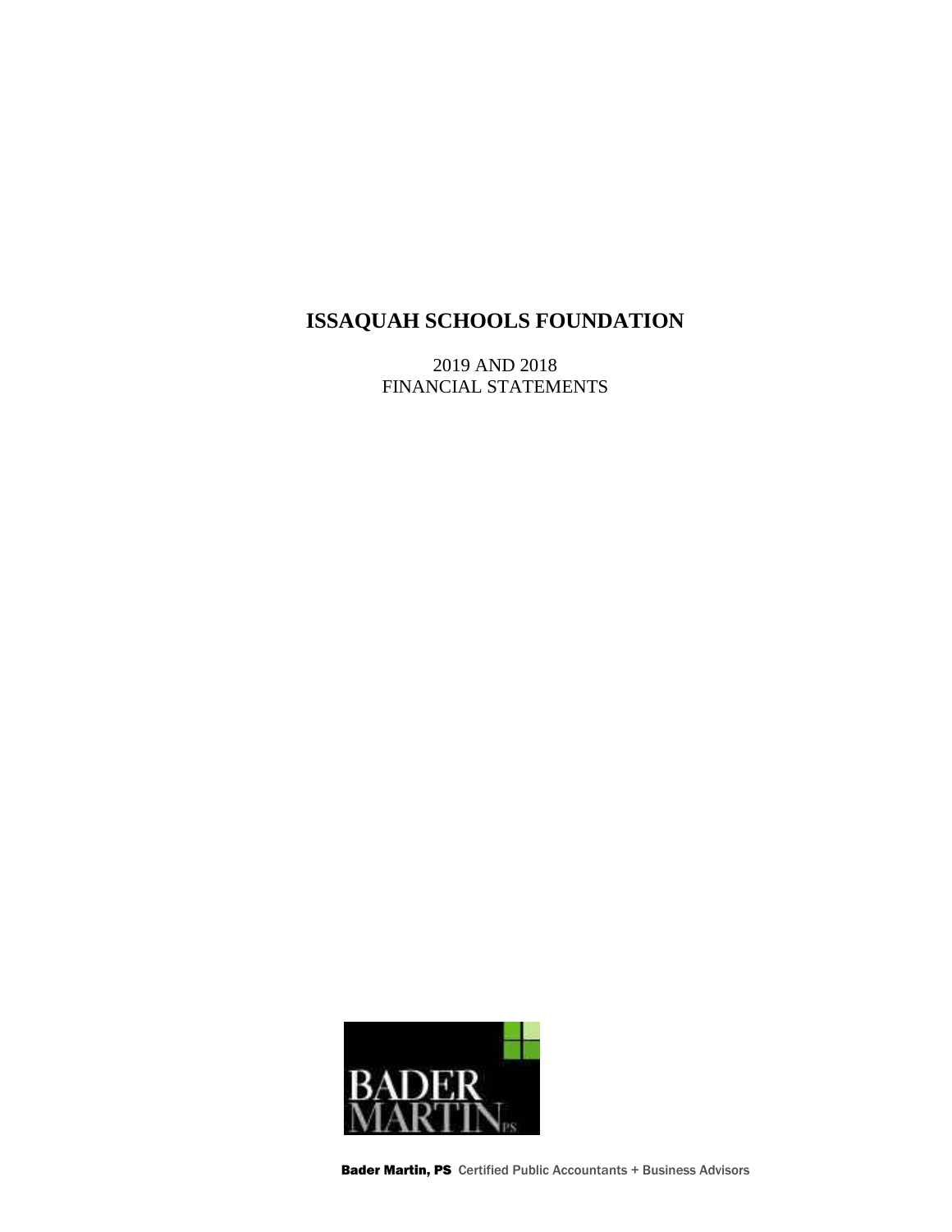# ISSAQUAH SCHOOLS FOUNDATION

2019 AND 2018
FINANCIAL STATEMENTS

**Bader Martin, PS** Certified Public Accountants + Business Advisors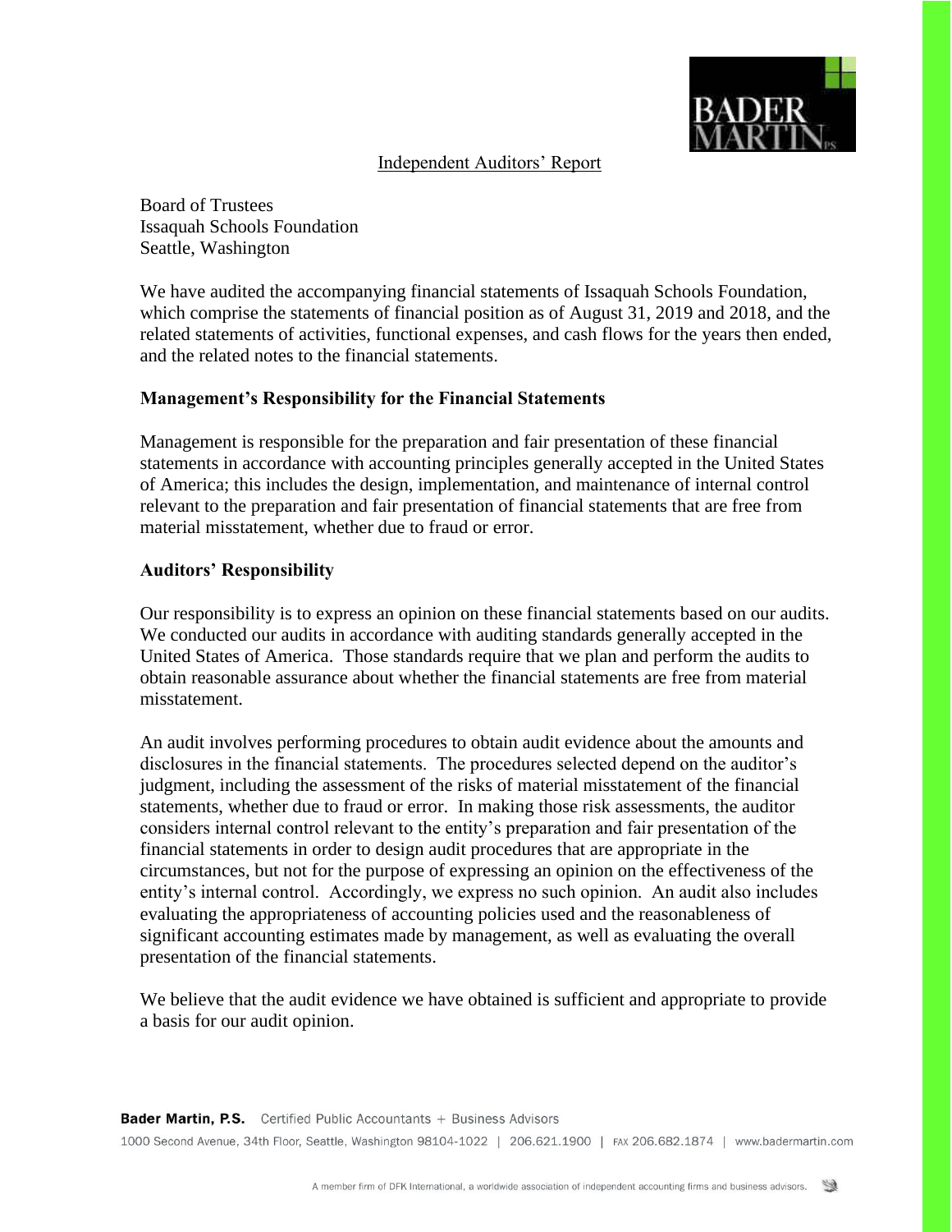Independent Auditors' Report

Board of Trustees
Issaquah Schools Foundation
Seattle, Washington

We have audited the accompanying financial statements of Issaquah Schools Foundation, which comprise the statements of financial position as of August 31, 2019 and 2018, and the related statements of activities, functional expenses, and cash flows for the years then ended, and the related notes to the financial statements.

**Management's Responsibility for the Financial Statements**

Management is responsible for the preparation and fair presentation of these financial statements in accordance with accounting principles generally accepted in the United States of America; this includes the design, implementation, and maintenance of internal control relevant to the preparation and fair presentation of financial statements that are free from material misstatement, whether due to fraud or error.

**Auditors' Responsibility**

Our responsibility is to express an opinion on these financial statements based on our audits. We conducted our audits in accordance with auditing standards generally accepted in the United States of America. Those standards require that we plan and perform the audits to obtain reasonable assurance about whether the financial statements are free from material misstatement.

An audit involves performing procedures to obtain audit evidence about the amounts and disclosures in the financial statements. The procedures selected depend on the auditor's judgment, including the assessment of the risks of material misstatement of the financial statements, whether due to fraud or error. In making those risk assessments, the auditor considers internal control relevant to the entity's preparation and fair presentation of the financial statements in order to design audit procedures that are appropriate in the circumstances, but not for the purpose of expressing an opinion on the effectiveness of the entity's internal control. Accordingly, we express no such opinion. An audit also includes evaluating the appropriateness of accounting policies used and the reasonableness of significant accounting estimates made by management, as well as evaluating the overall presentation of the financial statements.

We believe that the audit evidence we have obtained is sufficient and appropriate to provide a basis for our audit opinion.

**Bader Martin, P.S.** Certified Public Accountants + Business Advisors
1000 Second Avenue, 34th Floor, Seattle, Washington 98104-1022 | 206.621.1900 | FAX 206.682.1874 | www.badermartin.com

A member firm of DFK International, a worldwide association of independent accounting firms and business advisors.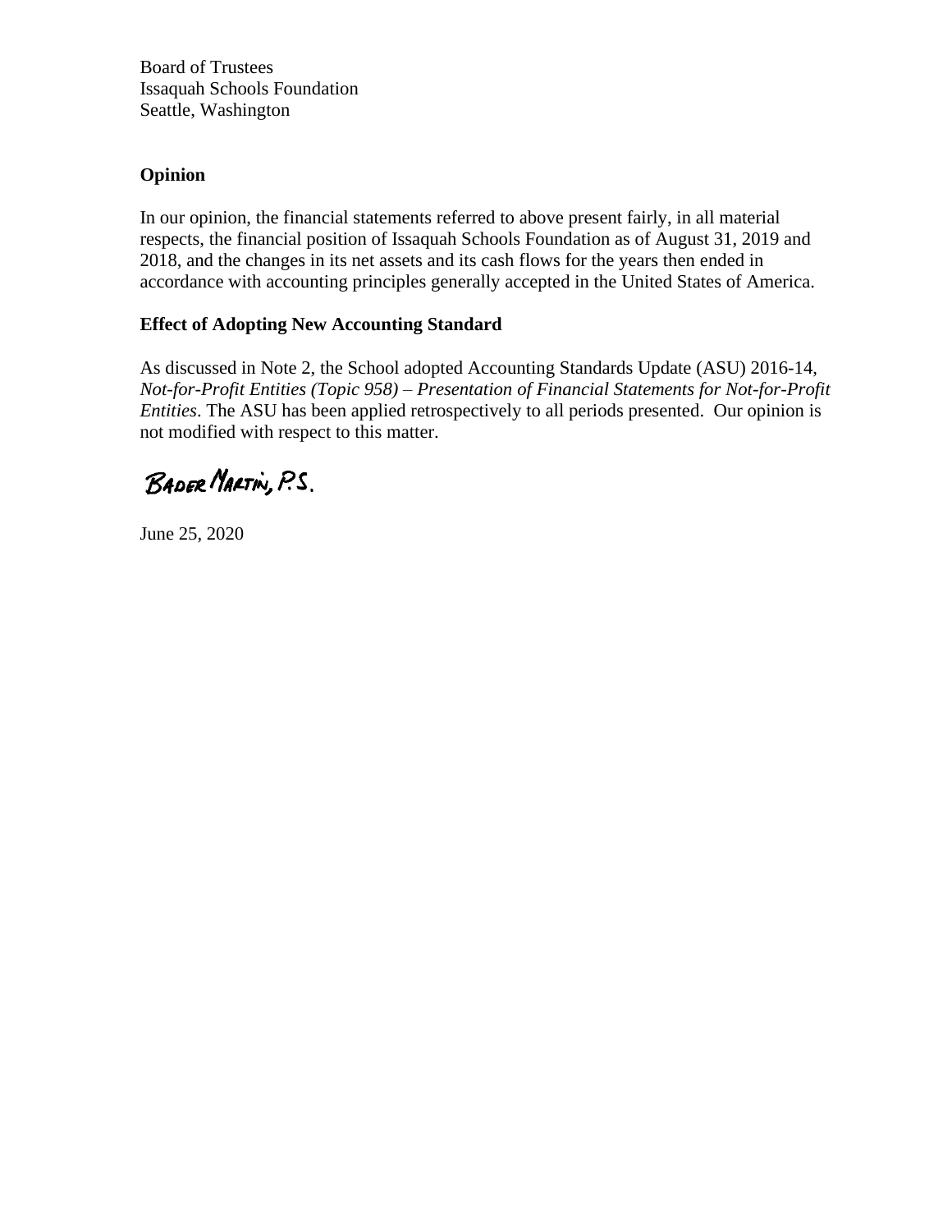Board of Trustees
Issaquah Schools Foundation
Seattle, Washington

**Opinion**

In our opinion, the financial statements referred to above present fairly, in all material respects, the financial position of Issaquah Schools Foundation as of August 31, 2019 and 2018, and the changes in its net assets and its cash flows for the years then ended in accordance with accounting principles generally accepted in the United States of America.

**Effect of Adopting New Accounting Standard**

As discussed in Note 2, the School adopted Accounting Standards Update (ASU) 2016-14, *Not-for-Profit Entities (Topic 958) – Presentation of Financial Statements for Not-for-Profit Entities*. The ASU has been applied retrospectively to all periods presented. Our opinion is not modified with respect to this matter.

BADER MARTIN, P.S.

June 25, 2020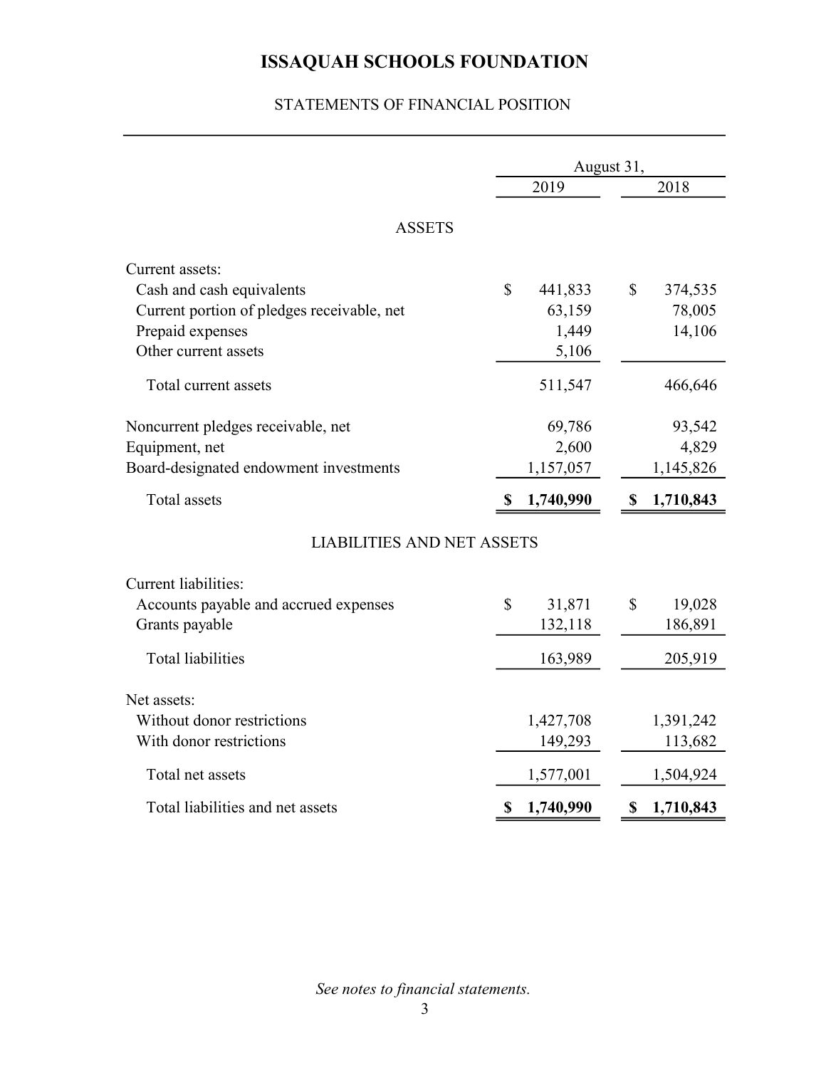# ISSAQUAH SCHOOLS FOUNDATION

## STATEMENTS OF FINANCIAL POSITION

| | August 31, | |
|---|---|---|
| | 2019 | 2018 |
| **ASSETS** | | |
| Current assets: | | |
| Cash and cash equivalents | $ 441,833 | $ 374,535 |
| Current portion of pledges receivable, net | 63,159 | 78,005 |
| Prepaid expenses | 1,449 | 14,106 |
| Other current assets | 5,106 | |
| Total current assets | 511,547 | 466,646 |
| Noncurrent pledges receivable, net | 69,786 | 93,542 |
| Equipment, net | 2,600 | 4,829 |
| Board-designated endowment investments | 1,157,057 | 1,145,826 |
| Total assets | **$ 1,740,990** | **$ 1,710,843** |
| **LIABILITIES AND NET ASSETS** | | |
| Current liabilities: | | |
| Accounts payable and accrued expenses | $ 31,871 | $ 19,028 |
| Grants payable | 132,118 | 186,891 |
| Total liabilities | 163,989 | 205,919 |
| Net assets: | | |
| Without donor restrictions | 1,427,708 | 1,391,242 |
| With donor restrictions | 149,293 | 113,682 |
| Total net assets | 1,577,001 | 1,504,924 |
| Total liabilities and net assets | **$ 1,740,990** | **$ 1,710,843** |

*See notes to financial statements.*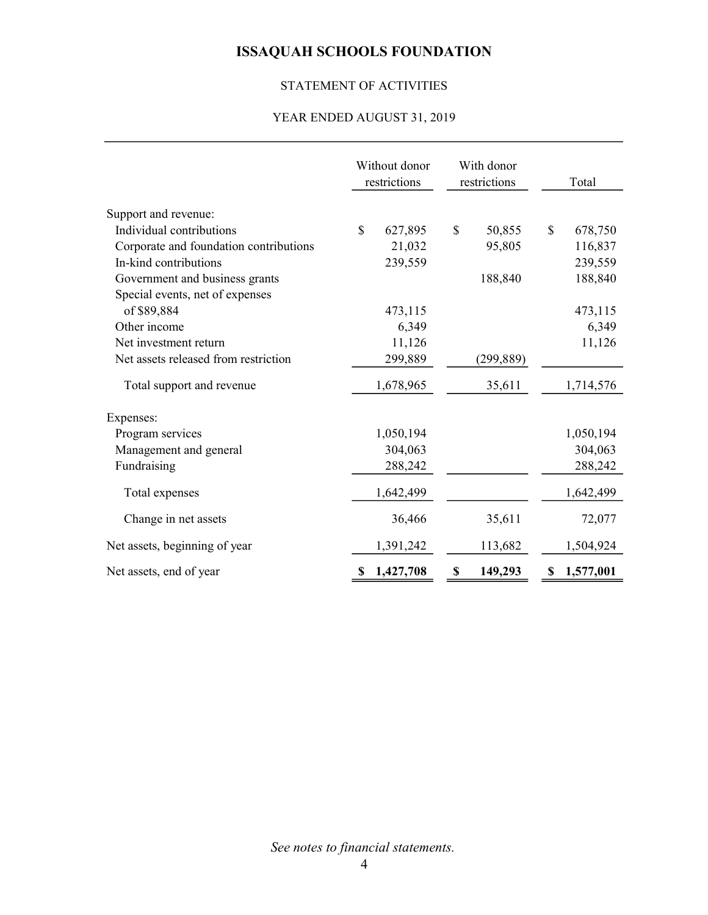# ISSAQUAH SCHOOLS FOUNDATION

STATEMENT OF ACTIVITIES

YEAR ENDED AUGUST 31, 2019

| | Without donor restrictions | With donor restrictions | Total |
|---|---|---|---|
| Support and revenue: | | | |
| Individual contributions | $ 627,895 | $ 50,855 | $ 678,750 |
| Corporate and foundation contributions | 21,032 | 95,805 | 116,837 |
| In-kind contributions | 239,559 | | 239,559 |
| Government and business grants | | 188,840 | 188,840 |
| Special events, net of expenses of $89,884 | 473,115 | | 473,115 |
| Other income | 6,349 | | 6,349 |
| Net investment return | 11,126 | | 11,126 |
| Net assets released from restriction | 299,889 | (299,889) | |
| Total support and revenue | 1,678,965 | 35,611 | 1,714,576 |
| Expenses: | | | |
| Program services | 1,050,194 | | 1,050,194 |
| Management and general | 304,063 | | 304,063 |
| Fundraising | 288,242 | | 288,242 |
| Total expenses | 1,642,499 | | 1,642,499 |
| Change in net assets | 36,466 | 35,611 | 72,077 |
| Net assets, beginning of year | 1,391,242 | 113,682 | 1,504,924 |
| Net assets, end of year | **$ 1,427,708** | **$ 149,293** | **$ 1,577,001** |

*See notes to financial statements.*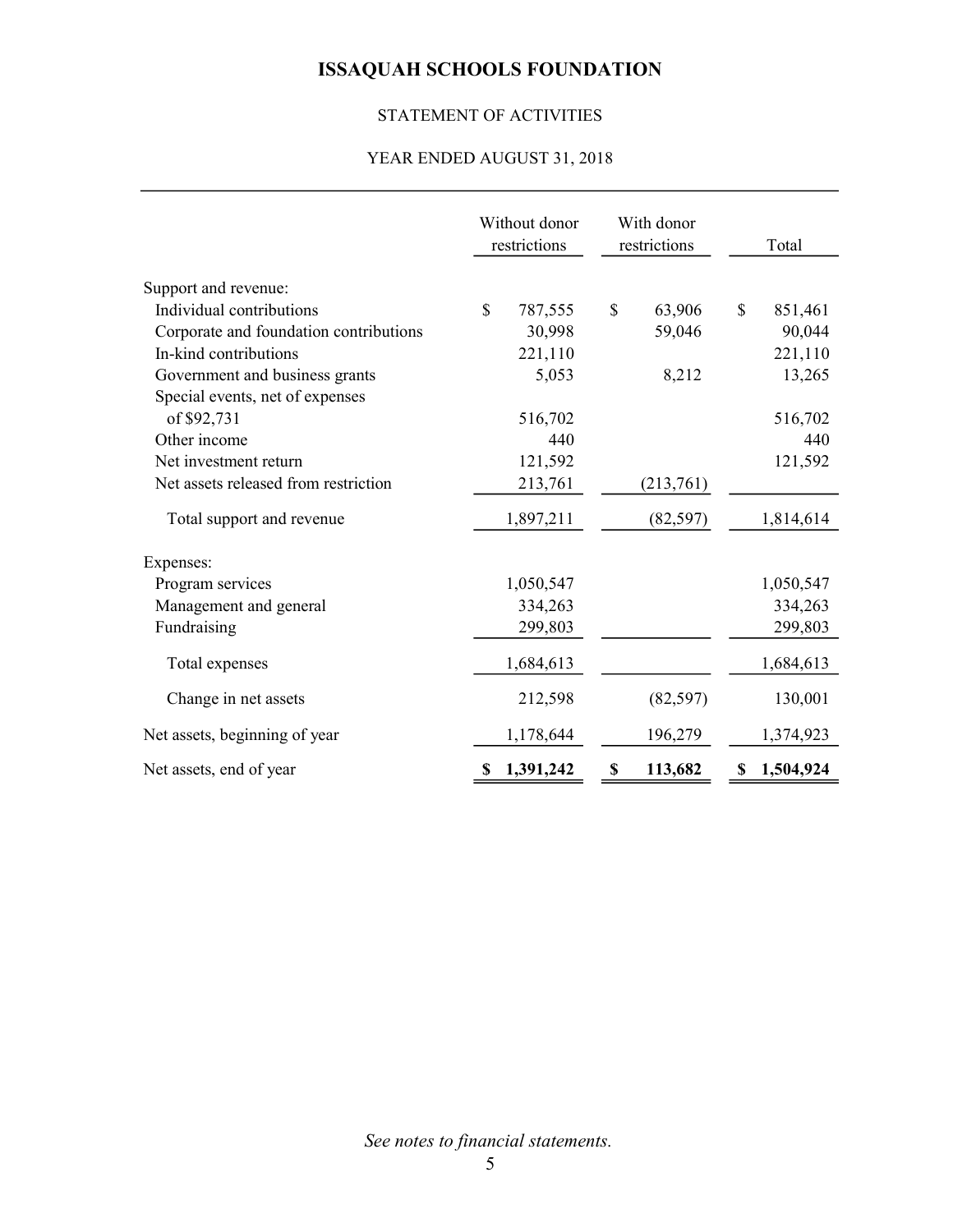# ISSAQUAH SCHOOLS FOUNDATION

STATEMENT OF ACTIVITIES

YEAR ENDED AUGUST 31, 2018

| | Without donor restrictions | With donor restrictions | Total |
|---|---|---|---|
| Support and revenue: | | | |
| Individual contributions | $ 787,555 | $ 63,906 | $ 851,461 |
| Corporate and foundation contributions | 30,998 | 59,046 | 90,044 |
| In-kind contributions | 221,110 | | 221,110 |
| Government and business grants | 5,053 | 8,212 | 13,265 |
| Special events, net of expenses of $92,731 | 516,702 | | 516,702 |
| Other income | 440 | | 440 |
| Net investment return | 121,592 | | 121,592 |
| Net assets released from restriction | 213,761 | (213,761) | |
| Total support and revenue | 1,897,211 | (82,597) | 1,814,614 |
| Expenses: | | | |
| Program services | 1,050,547 | | 1,050,547 |
| Management and general | 334,263 | | 334,263 |
| Fundraising | 299,803 | | 299,803 |
| Total expenses | 1,684,613 | | 1,684,613 |
| Change in net assets | 212,598 | (82,597) | 130,001 |
| Net assets, beginning of year | 1,178,644 | 196,279 | 1,374,923 |
| Net assets, end of year | **$ 1,391,242** | **$ 113,682** | **$ 1,504,924** |

*See notes to financial statements.*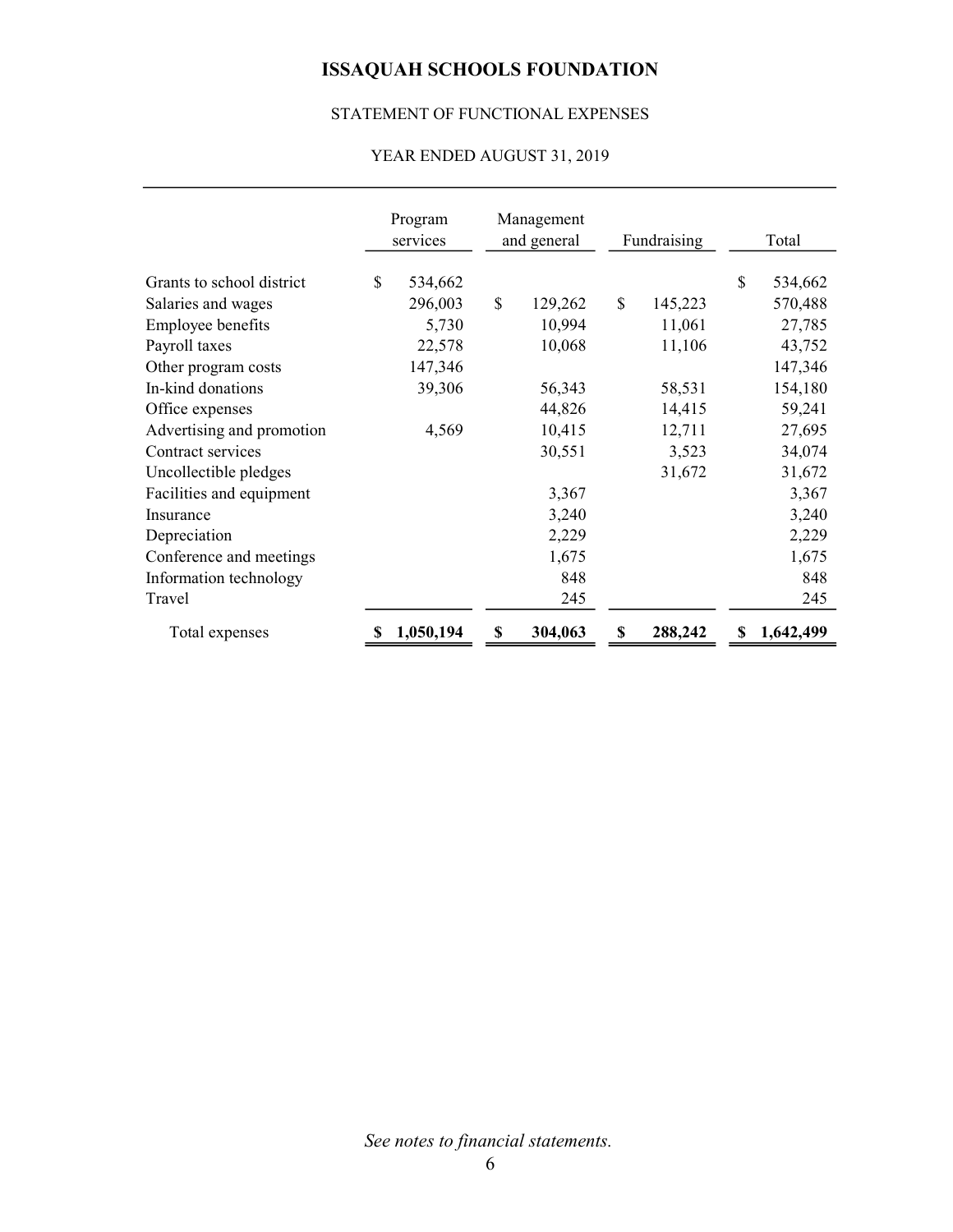# ISSAQUAH SCHOOLS FOUNDATION

## STATEMENT OF FUNCTIONAL EXPENSES

### YEAR ENDED AUGUST 31, 2019

| | Program services | Management and general | Fundraising | Total |
|---|---|---|---|---|
| Grants to school district | $ 534,662 | | | $ 534,662 |
| Salaries and wages | 296,003 | $ 129,262 | $ 145,223 | 570,488 |
| Employee benefits | 5,730 | 10,994 | 11,061 | 27,785 |
| Payroll taxes | 22,578 | 10,068 | 11,106 | 43,752 |
| Other program costs | 147,346 | | | 147,346 |
| In-kind donations | 39,306 | 56,343 | 58,531 | 154,180 |
| Office expenses | | 44,826 | 14,415 | 59,241 |
| Advertising and promotion | 4,569 | 10,415 | 12,711 | 27,695 |
| Contract services | | 30,551 | 3,523 | 34,074 |
| Uncollectible pledges | | | 31,672 | 31,672 |
| Facilities and equipment | | 3,367 | | 3,367 |
| Insurance | | 3,240 | | 3,240 |
| Depreciation | | 2,229 | | 2,229 |
| Conference and meetings | | 1,675 | | 1,675 |
| Information technology | | 848 | | 848 |
| Travel | | 245 | | 245 |
| Total expenses | **$ 1,050,194** | **$ 304,063** | **$ 288,242** | **$ 1,642,499** |

*See notes to financial statements.*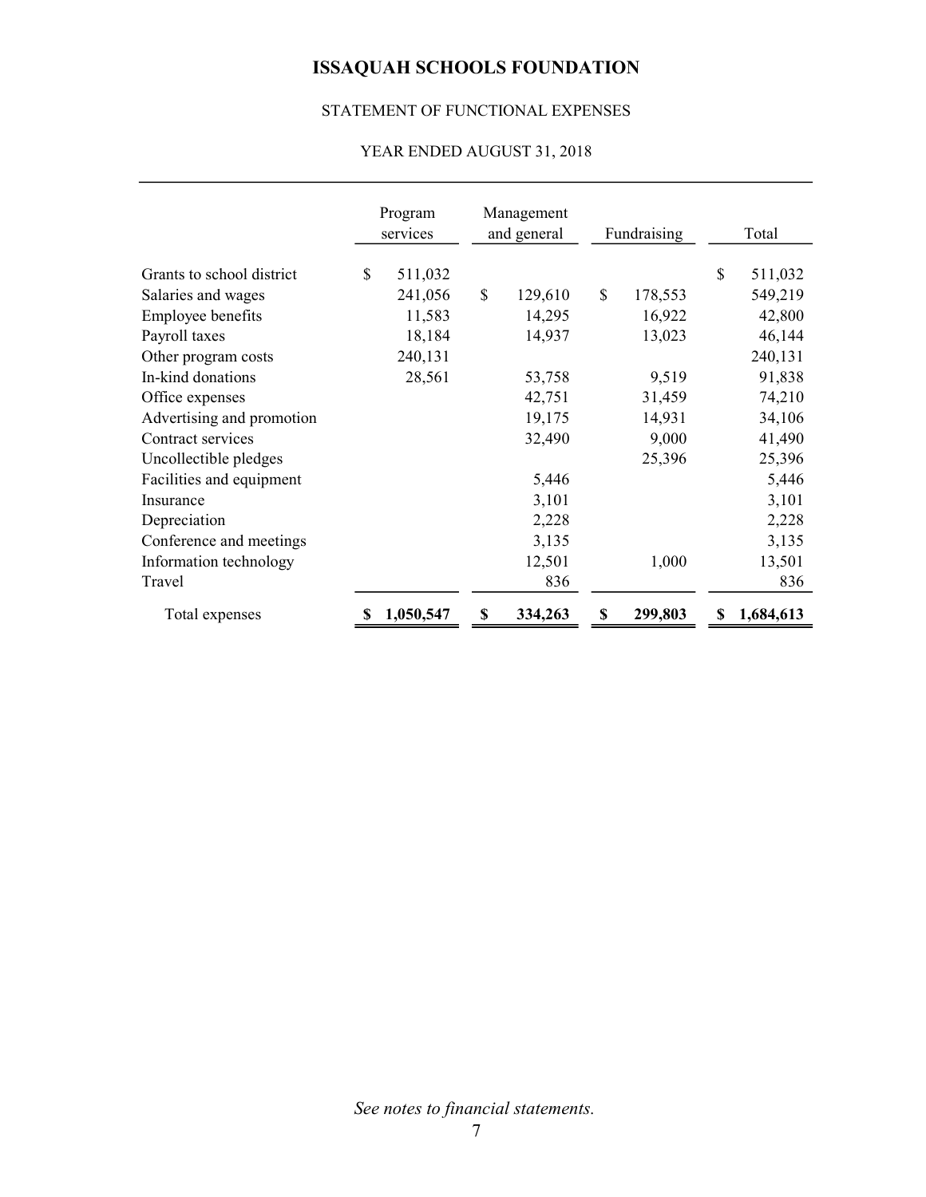# ISSAQUAH SCHOOLS FOUNDATION

STATEMENT OF FUNCTIONAL EXPENSES

YEAR ENDED AUGUST 31, 2018

| | Program services | Management and general | Fundraising | Total |
|---|---|---|---|---|
| Grants to school district | $ 511,032 | | | $ 511,032 |
| Salaries and wages | 241,056 | $ 129,610 | $ 178,553 | 549,219 |
| Employee benefits | 11,583 | 14,295 | 16,922 | 42,800 |
| Payroll taxes | 18,184 | 14,937 | 13,023 | 46,144 |
| Other program costs | 240,131 | | | 240,131 |
| In-kind donations | 28,561 | 53,758 | 9,519 | 91,838 |
| Office expenses | | 42,751 | 31,459 | 74,210 |
| Advertising and promotion | | 19,175 | 14,931 | 34,106 |
| Contract services | | 32,490 | 9,000 | 41,490 |
| Uncollectible pledges | | | 25,396 | 25,396 |
| Facilities and equipment | | 5,446 | | 5,446 |
| Insurance | | 3,101 | | 3,101 |
| Depreciation | | 2,228 | | 2,228 |
| Conference and meetings | | 3,135 | | 3,135 |
| Information technology | | 12,501 | 1,000 | 13,501 |
| Travel | | 836 | | 836 |
| Total expenses | **$ 1,050,547** | **$ 334,263** | **$ 299,803** | **$ 1,684,613** |

*See notes to financial statements.*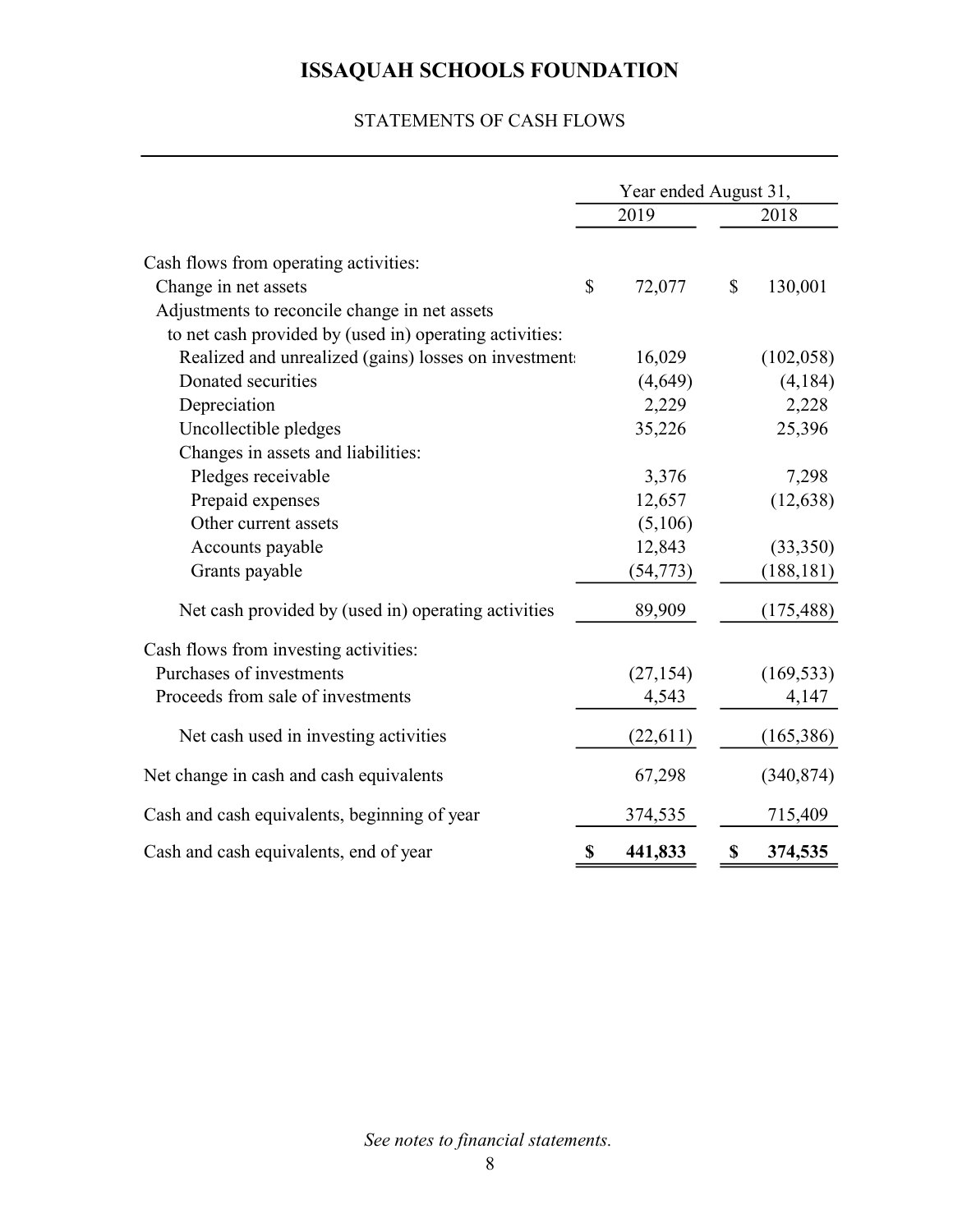# ISSAQUAH SCHOOLS FOUNDATION

STATEMENTS OF CASH FLOWS

| | Year ended August 31, | |
|---|---|---|
| | 2019 | 2018 |
| Cash flows from operating activities: | | |
| Change in net assets | $ 72,077 | $ 130,001 |
| Adjustments to reconcile change in net assets to net cash provided by (used in) operating activities: | | |
| Realized and unrealized (gains) losses on investments | 16,029 | (102,058) |
| Donated securities | (4,649) | (4,184) |
| Depreciation | 2,229 | 2,228 |
| Uncollectible pledges | 35,226 | 25,396 |
| Changes in assets and liabilities: | | |
| Pledges receivable | 3,376 | 7,298 |
| Prepaid expenses | 12,657 | (12,638) |
| Other current assets | (5,106) | |
| Accounts payable | 12,843 | (33,350) |
| Grants payable | (54,773) | (188,181) |
| Net cash provided by (used in) operating activities | 89,909 | (175,488) |
| Cash flows from investing activities: | | |
| Purchases of investments | (27,154) | (169,533) |
| Proceeds from sale of investments | 4,543 | 4,147 |
| Net cash used in investing activities | (22,611) | (165,386) |
| Net change in cash and cash equivalents | 67,298 | (340,874) |
| Cash and cash equivalents, beginning of year | 374,535 | 715,409 |
| Cash and cash equivalents, end of year | **$ 441,833** | **$ 374,535** |

*See notes to financial statements.*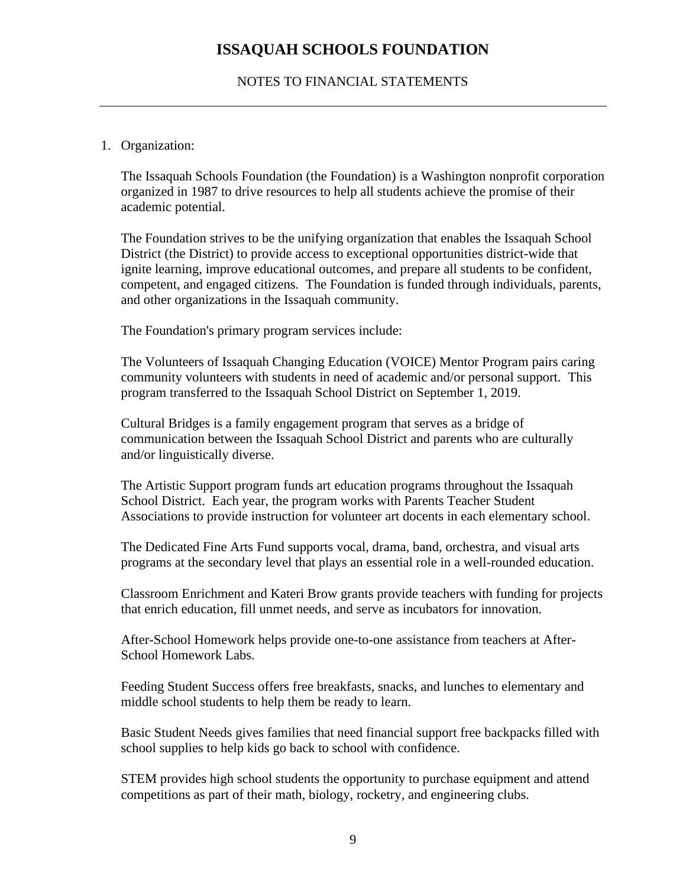# ISSAQUAH SCHOOLS FOUNDATION

NOTES TO FINANCIAL STATEMENTS

1. Organization:

   The Issaquah Schools Foundation (the Foundation) is a Washington nonprofit corporation organized in 1987 to drive resources to help all students achieve the promise of their academic potential.

   The Foundation strives to be the unifying organization that enables the Issaquah School District (the District) to provide access to exceptional opportunities district-wide that ignite learning, improve educational outcomes, and prepare all students to be confident, competent, and engaged citizens. The Foundation is funded through individuals, parents, and other organizations in the Issaquah community.

   The Foundation's primary program services include:

   The Volunteers of Issaquah Changing Education (VOICE) Mentor Program pairs caring community volunteers with students in need of academic and/or personal support. This program transferred to the Issaquah School District on September 1, 2019.

   Cultural Bridges is a family engagement program that serves as a bridge of communication between the Issaquah School District and parents who are culturally and/or linguistically diverse.

   The Artistic Support program funds art education programs throughout the Issaquah School District. Each year, the program works with Parents Teacher Student Associations to provide instruction for volunteer art docents in each elementary school.

   The Dedicated Fine Arts Fund supports vocal, drama, band, orchestra, and visual arts programs at the secondary level that plays an essential role in a well-rounded education.

   Classroom Enrichment and Kateri Brow grants provide teachers with funding for projects that enrich education, fill unmet needs, and serve as incubators for innovation.

   After-School Homework helps provide one-to-one assistance from teachers at After-School Homework Labs.

   Feeding Student Success offers free breakfasts, snacks, and lunches to elementary and middle school students to help them be ready to learn.

   Basic Student Needs gives families that need financial support free backpacks filled with school supplies to help kids go back to school with confidence.

   STEM provides high school students the opportunity to purchase equipment and attend competitions as part of their math, biology, rocketry, and engineering clubs.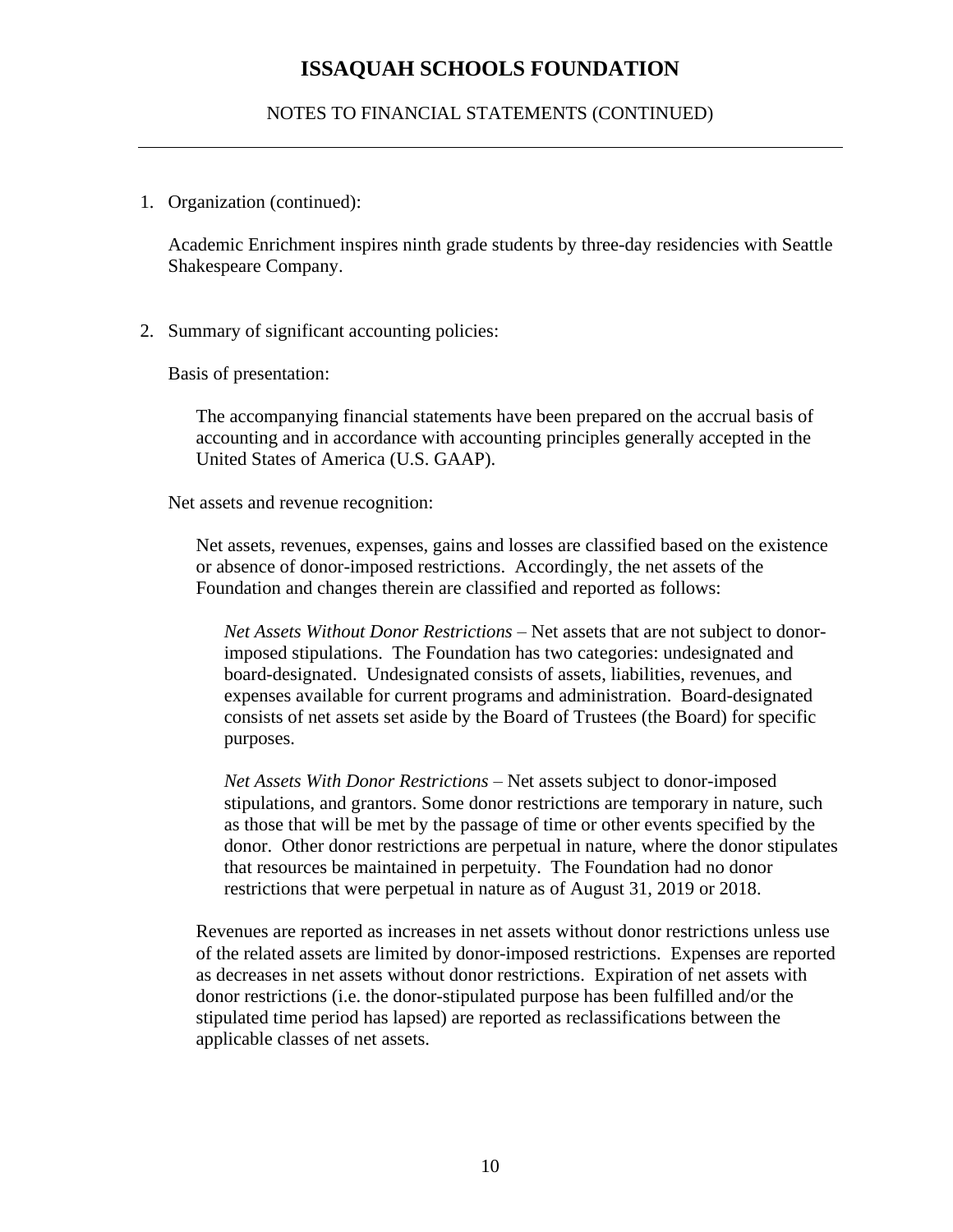# ISSAQUAH SCHOOLS FOUNDATION

NOTES TO FINANCIAL STATEMENTS (CONTINUED)

1. Organization (continued):

   Academic Enrichment inspires ninth grade students by three-day residencies with Seattle Shakespeare Company.

2. Summary of significant accounting policies:

   Basis of presentation:

   The accompanying financial statements have been prepared on the accrual basis of accounting and in accordance with accounting principles generally accepted in the United States of America (U.S. GAAP).

   Net assets and revenue recognition:

   Net assets, revenues, expenses, gains and losses are classified based on the existence or absence of donor-imposed restrictions. Accordingly, the net assets of the Foundation and changes therein are classified and reported as follows:

   *Net Assets Without Donor Restrictions* – Net assets that are not subject to donor-imposed stipulations. The Foundation has two categories: undesignated and board-designated. Undesignated consists of assets, liabilities, revenues, and expenses available for current programs and administration. Board-designated consists of net assets set aside by the Board of Trustees (the Board) for specific purposes.

   *Net Assets With Donor Restrictions* – Net assets subject to donor-imposed stipulations, and grantors. Some donor restrictions are temporary in nature, such as those that will be met by the passage of time or other events specified by the donor. Other donor restrictions are perpetual in nature, where the donor stipulates that resources be maintained in perpetuity. The Foundation had no donor restrictions that were perpetual in nature as of August 31, 2019 or 2018.

   Revenues are reported as increases in net assets without donor restrictions unless use of the related assets are limited by donor-imposed restrictions. Expenses are reported as decreases in net assets without donor restrictions. Expiration of net assets with donor restrictions (i.e. the donor-stipulated purpose has been fulfilled and/or the stipulated time period has lapsed) are reported as reclassifications between the applicable classes of net assets.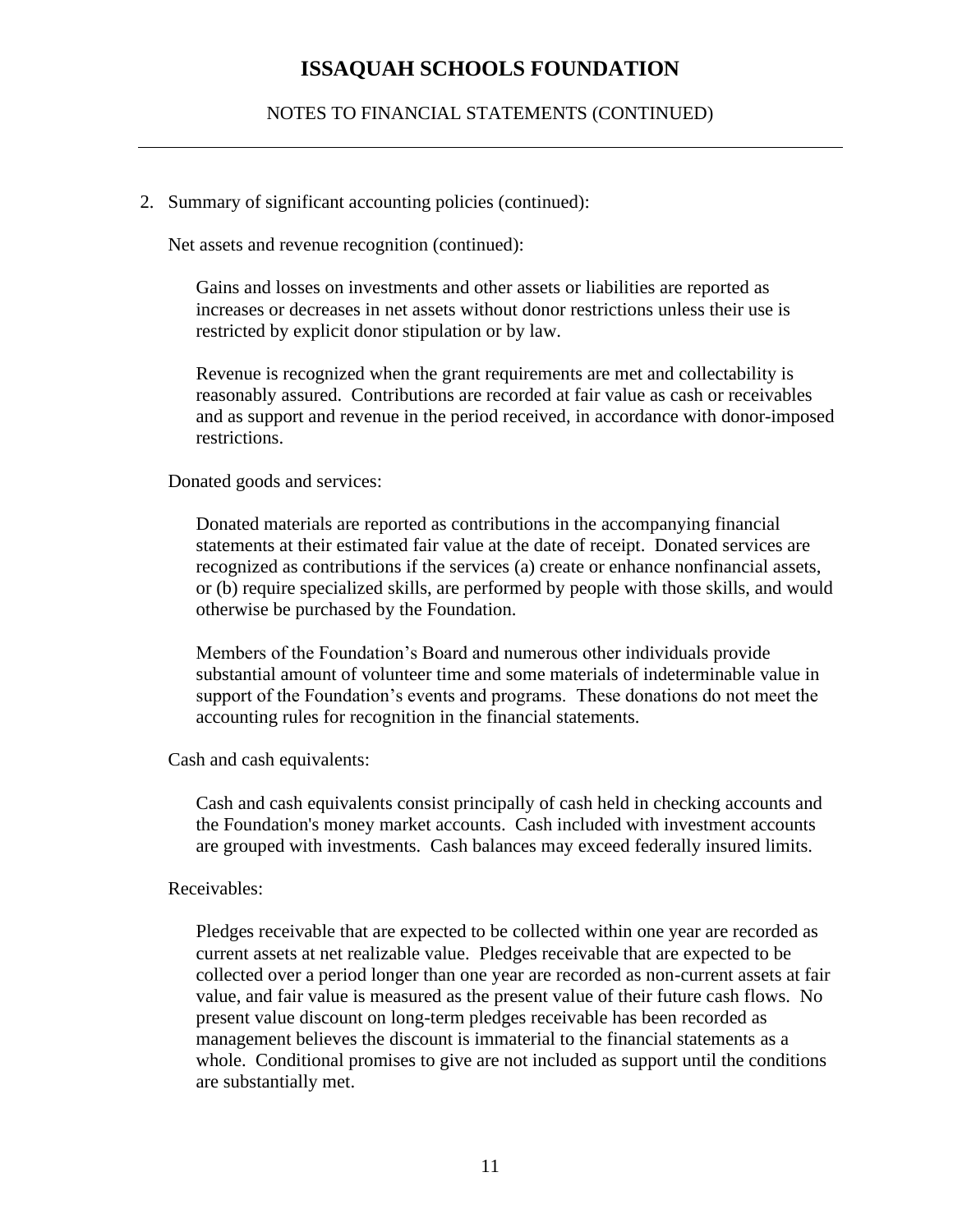# ISSAQUAH SCHOOLS FOUNDATION

NOTES TO FINANCIAL STATEMENTS (CONTINUED)

2. Summary of significant accounting policies (continued):

Net assets and revenue recognition (continued):

Gains and losses on investments and other assets or liabilities are reported as increases or decreases in net assets without donor restrictions unless their use is restricted by explicit donor stipulation or by law.

Revenue is recognized when the grant requirements are met and collectability is reasonably assured. Contributions are recorded at fair value as cash or receivables and as support and revenue in the period received, in accordance with donor-imposed restrictions.

Donated goods and services:

Donated materials are reported as contributions in the accompanying financial statements at their estimated fair value at the date of receipt. Donated services are recognized as contributions if the services (a) create or enhance nonfinancial assets, or (b) require specialized skills, are performed by people with those skills, and would otherwise be purchased by the Foundation.

Members of the Foundation's Board and numerous other individuals provide substantial amount of volunteer time and some materials of indeterminable value in support of the Foundation's events and programs. These donations do not meet the accounting rules for recognition in the financial statements.

Cash and cash equivalents:

Cash and cash equivalents consist principally of cash held in checking accounts and the Foundation's money market accounts. Cash included with investment accounts are grouped with investments. Cash balances may exceed federally insured limits.

Receivables:

Pledges receivable that are expected to be collected within one year are recorded as current assets at net realizable value. Pledges receivable that are expected to be collected over a period longer than one year are recorded as non-current assets at fair value, and fair value is measured as the present value of their future cash flows. No present value discount on long-term pledges receivable has been recorded as management believes the discount is immaterial to the financial statements as a whole. Conditional promises to give are not included as support until the conditions are substantially met.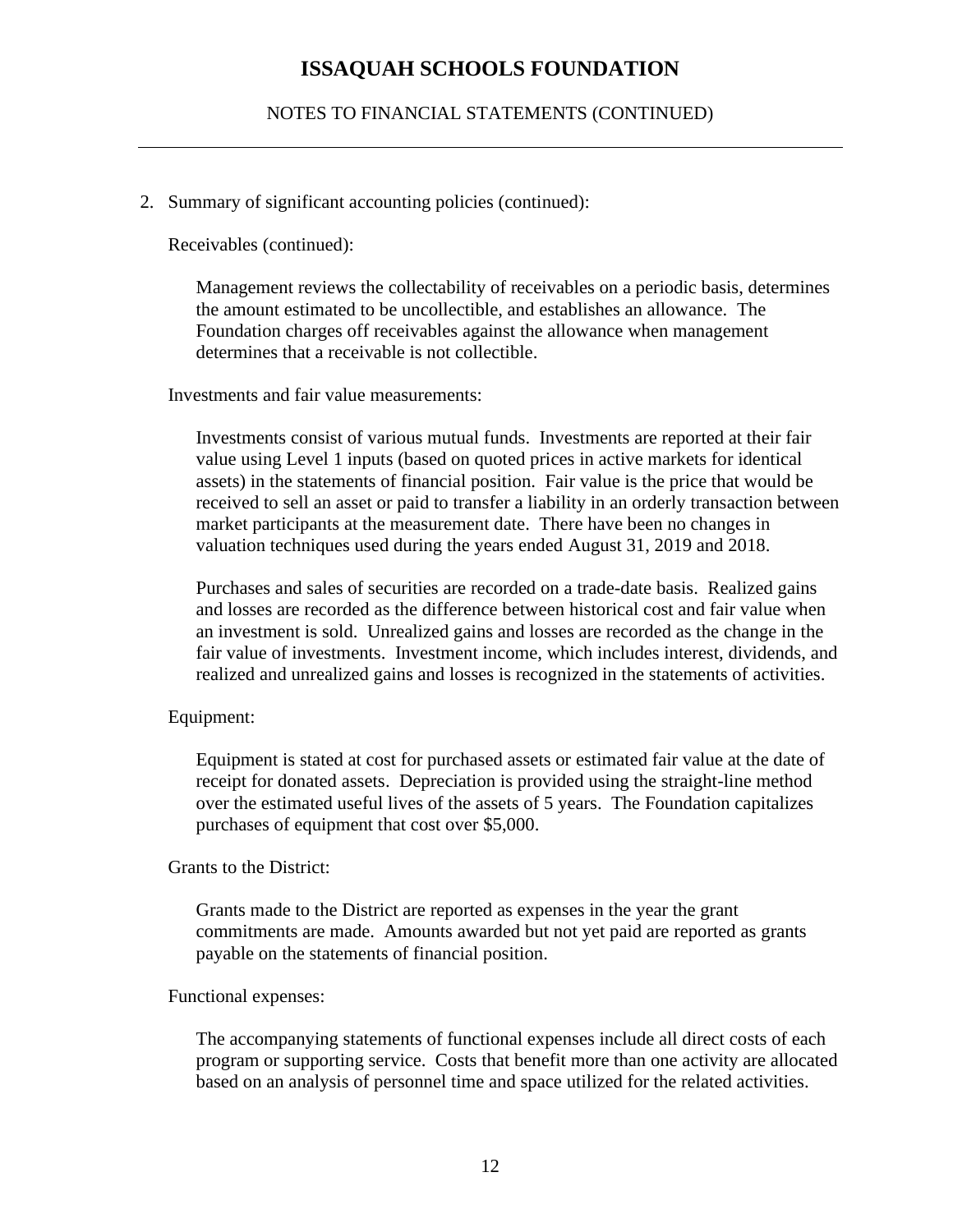2. Summary of significant accounting policies (continued):

Receivables (continued):

Management reviews the collectability of receivables on a periodic basis, determines the amount estimated to be uncollectible, and establishes an allowance. The Foundation charges off receivables against the allowance when management determines that a receivable is not collectible.

Investments and fair value measurements:

Investments consist of various mutual funds. Investments are reported at their fair value using Level 1 inputs (based on quoted prices in active markets for identical assets) in the statements of financial position. Fair value is the price that would be received to sell an asset or paid to transfer a liability in an orderly transaction between market participants at the measurement date. There have been no changes in valuation techniques used during the years ended August 31, 2019 and 2018.

Purchases and sales of securities are recorded on a trade-date basis. Realized gains and losses are recorded as the difference between historical cost and fair value when an investment is sold. Unrealized gains and losses are recorded as the change in the fair value of investments. Investment income, which includes interest, dividends, and realized and unrealized gains and losses is recognized in the statements of activities.

Equipment:

Equipment is stated at cost for purchased assets or estimated fair value at the date of receipt for donated assets. Depreciation is provided using the straight-line method over the estimated useful lives of the assets of 5 years. The Foundation capitalizes purchases of equipment that cost over $5,000.

Grants to the District:

Grants made to the District are reported as expenses in the year the grant commitments are made. Amounts awarded but not yet paid are reported as grants payable on the statements of financial position.

Functional expenses:

The accompanying statements of functional expenses include all direct costs of each program or supporting service. Costs that benefit more than one activity are allocated based on an analysis of personnel time and space utilized for the related activities.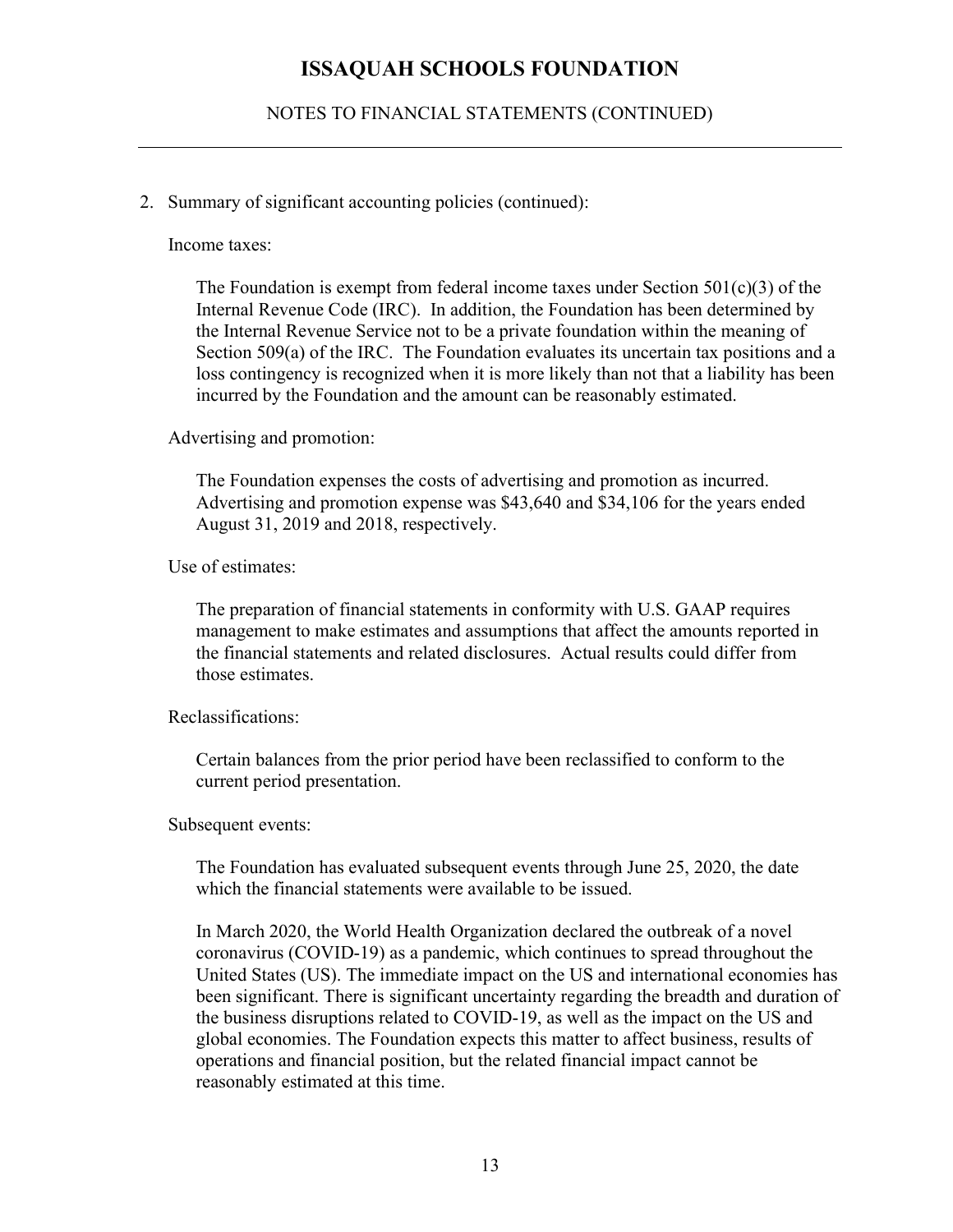2. Summary of significant accounting policies (continued):

Income taxes:

The Foundation is exempt from federal income taxes under Section 501(c)(3) of the Internal Revenue Code (IRC). In addition, the Foundation has been determined by the Internal Revenue Service not to be a private foundation within the meaning of Section 509(a) of the IRC. The Foundation evaluates its uncertain tax positions and a loss contingency is recognized when it is more likely than not that a liability has been incurred by the Foundation and the amount can be reasonably estimated.

Advertising and promotion:

The Foundation expenses the costs of advertising and promotion as incurred. Advertising and promotion expense was $43,640 and $34,106 for the years ended August 31, 2019 and 2018, respectively.

Use of estimates:

The preparation of financial statements in conformity with U.S. GAAP requires management to make estimates and assumptions that affect the amounts reported in the financial statements and related disclosures. Actual results could differ from those estimates.

Reclassifications:

Certain balances from the prior period have been reclassified to conform to the current period presentation.

Subsequent events:

The Foundation has evaluated subsequent events through June 25, 2020, the date which the financial statements were available to be issued.

In March 2020, the World Health Organization declared the outbreak of a novel coronavirus (COVID-19) as a pandemic, which continues to spread throughout the United States (US). The immediate impact on the US and international economies has been significant. There is significant uncertainty regarding the breadth and duration of the business disruptions related to COVID-19, as well as the impact on the US and global economies. The Foundation expects this matter to affect business, results of operations and financial position, but the related financial impact cannot be reasonably estimated at this time.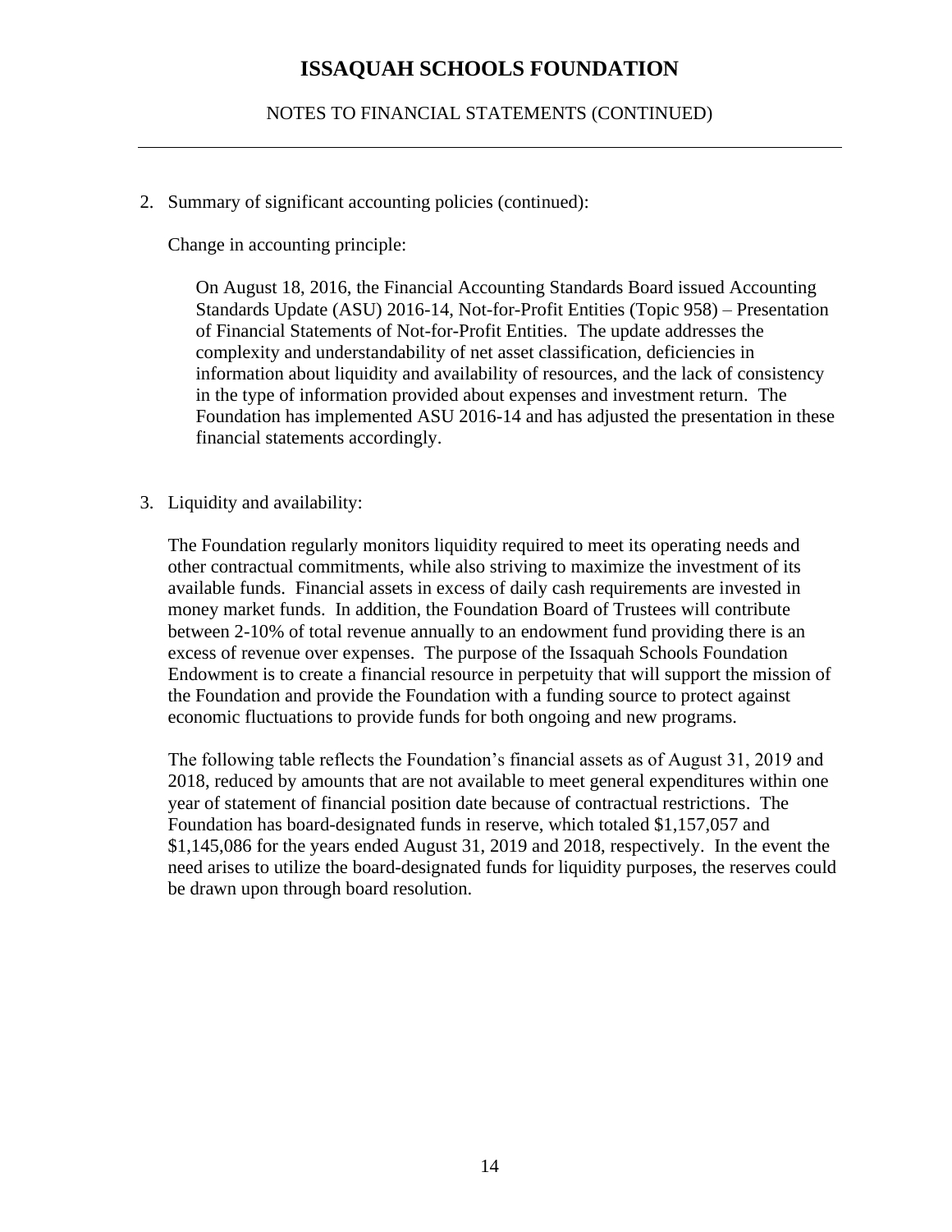# ISSAQUAH SCHOOLS FOUNDATION

NOTES TO FINANCIAL STATEMENTS (CONTINUED)

2. Summary of significant accounting policies (continued):

   Change in accounting principle:

   On August 18, 2016, the Financial Accounting Standards Board issued Accounting Standards Update (ASU) 2016-14, Not-for-Profit Entities (Topic 958) – Presentation of Financial Statements of Not-for-Profit Entities. The update addresses the complexity and understandability of net asset classification, deficiencies in information about liquidity and availability of resources, and the lack of consistency in the type of information provided about expenses and investment return. The Foundation has implemented ASU 2016-14 and has adjusted the presentation in these financial statements accordingly.

3. Liquidity and availability:

   The Foundation regularly monitors liquidity required to meet its operating needs and other contractual commitments, while also striving to maximize the investment of its available funds. Financial assets in excess of daily cash requirements are invested in money market funds. In addition, the Foundation Board of Trustees will contribute between 2-10% of total revenue annually to an endowment fund providing there is an excess of revenue over expenses. The purpose of the Issaquah Schools Foundation Endowment is to create a financial resource in perpetuity that will support the mission of the Foundation and provide the Foundation with a funding source to protect against economic fluctuations to provide funds for both ongoing and new programs.

   The following table reflects the Foundation's financial assets as of August 31, 2019 and 2018, reduced by amounts that are not available to meet general expenditures within one year of statement of financial position date because of contractual restrictions. The Foundation has board-designated funds in reserve, which totaled $1,157,057 and $1,145,086 for the years ended August 31, 2019 and 2018, respectively. In the event the need arises to utilize the board-designated funds for liquidity purposes, the reserves could be drawn upon through board resolution.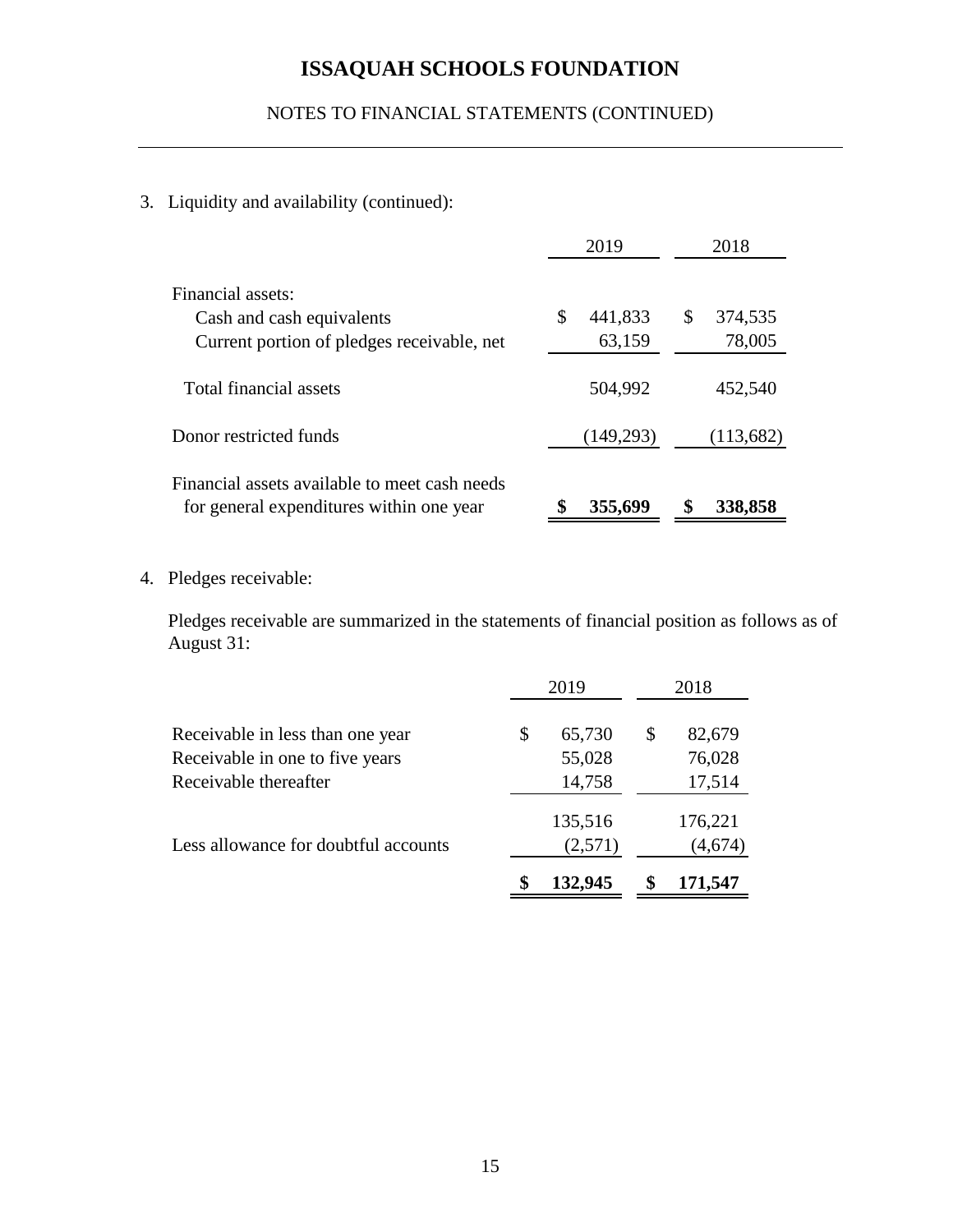# ISSAQUAH SCHOOLS FOUNDATION

NOTES TO FINANCIAL STATEMENTS (CONTINUED)

3. Liquidity and availability (continued):

| | 2019 | 2018 |
|---|---|---|
| Financial assets: | | |
| Cash and cash equivalents | $ 441,833 | $ 374,535 |
| Current portion of pledges receivable, net | 63,159 | 78,005 |
| Total financial assets | 504,992 | 452,540 |
| Donor restricted funds | (149,293) | (113,682) |
| Financial assets available to meet cash needs for general expenditures within one year | **$ 355,699** | **$ 338,858** |

4. Pledges receivable:

Pledges receivable are summarized in the statements of financial position as follows as of August 31:

| | 2019 | 2018 |
|---|---|---|
| Receivable in less than one year | $ 65,730 | $ 82,679 |
| Receivable in one to five years | 55,028 | 76,028 |
| Receivable thereafter | 14,758 | 17,514 |
| | 135,516 | 176,221 |
| Less allowance for doubtful accounts | (2,571) | (4,674) |
| | **$ 132,945** | **$ 171,547** |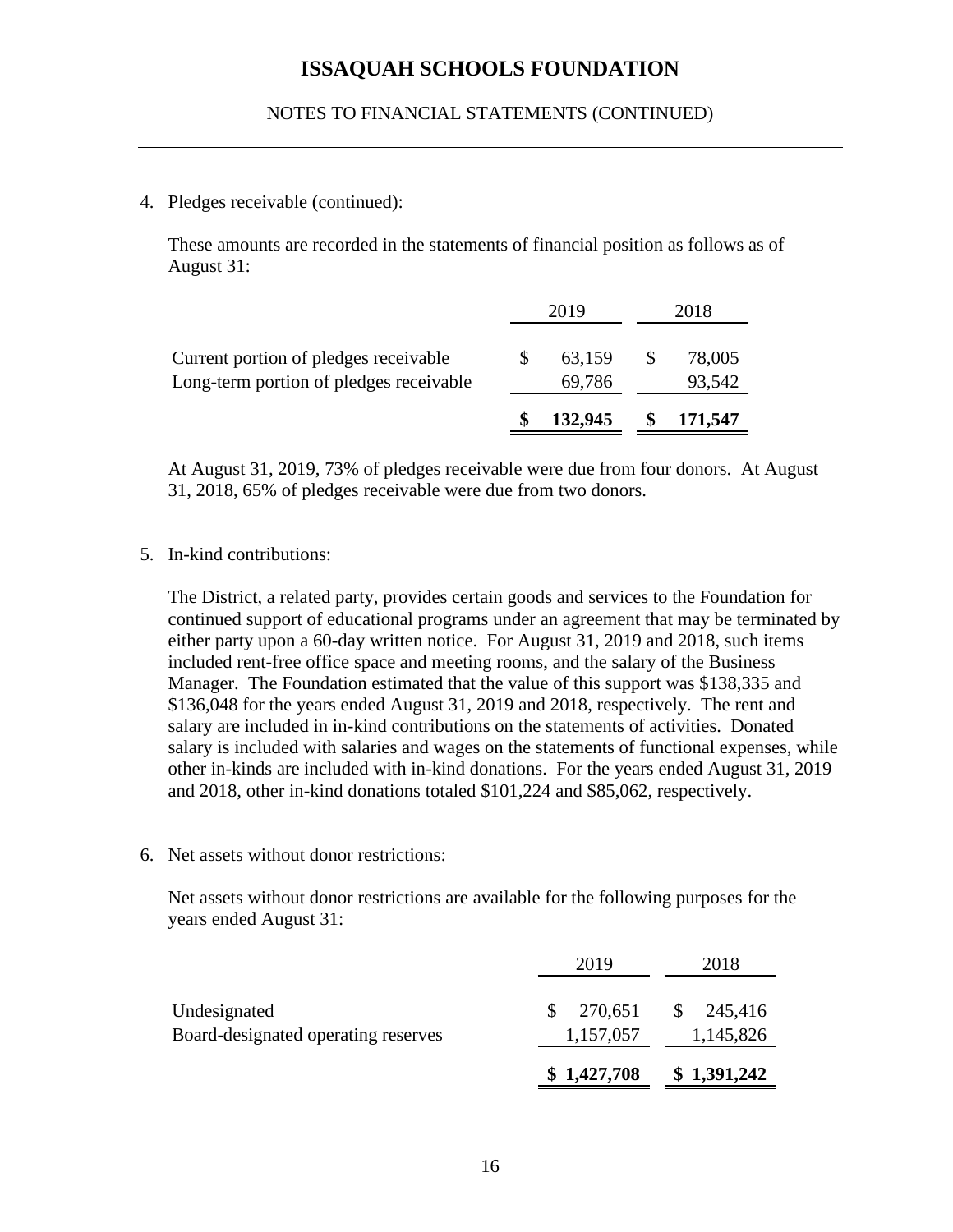# ISSAQUAH SCHOOLS FOUNDATION

NOTES TO FINANCIAL STATEMENTS (CONTINUED)

4. Pledges receivable (continued):

These amounts are recorded in the statements of financial position as follows as of August 31:

| | 2019 | 2018 |
|---|---|---|
| Current portion of pledges receivable | $ 63,159 | $ 78,005 |
| Long-term portion of pledges receivable | 69,786 | 93,542 |
| | **$ 132,945** | **$ 171,547** |

At August 31, 2019, 73% of pledges receivable were due from four donors. At August 31, 2018, 65% of pledges receivable were due from two donors.

5. In-kind contributions:

The District, a related party, provides certain goods and services to the Foundation for continued support of educational programs under an agreement that may be terminated by either party upon a 60-day written notice. For August 31, 2019 and 2018, such items included rent-free office space and meeting rooms, and the salary of the Business Manager. The Foundation estimated that the value of this support was $138,335 and $136,048 for the years ended August 31, 2019 and 2018, respectively. The rent and salary are included in in-kind contributions on the statements of activities. Donated salary is included with salaries and wages on the statements of functional expenses, while other in-kinds are included with in-kind donations. For the years ended August 31, 2019 and 2018, other in-kind donations totaled $101,224 and $85,062, respectively.

6. Net assets without donor restrictions:

Net assets without donor restrictions are available for the following purposes for the years ended August 31:

| | 2019 | 2018 |
|---|---|---|
| Undesignated | $ 270,651 | $ 245,416 |
| Board-designated operating reserves | 1,157,057 | 1,145,826 |
| | **$ 1,427,708** | **$ 1,391,242** |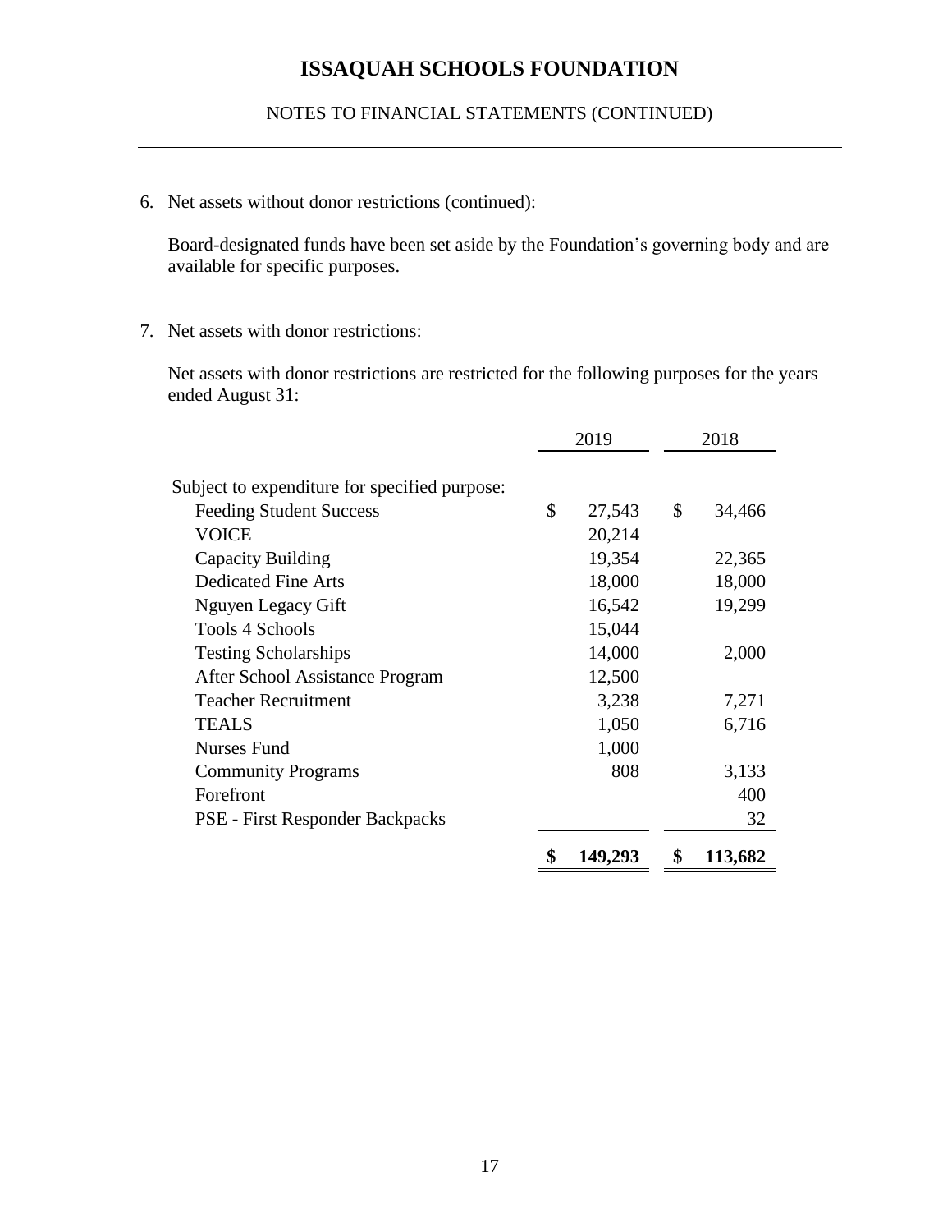# ISSAQUAH SCHOOLS FOUNDATION

NOTES TO FINANCIAL STATEMENTS (CONTINUED)

6. Net assets without donor restrictions (continued):

   Board-designated funds have been set aside by the Foundation's governing body and are available for specific purposes.

7. Net assets with donor restrictions:

   Net assets with donor restrictions are restricted for the following purposes for the years ended August 31:

| | 2019 | 2018 |
|---|---|---|
| Subject to expenditure for specified purpose: | | |
| Feeding Student Success | $ 27,543 | $ 34,466 |
| VOICE | 20,214 | |
| Capacity Building | 19,354 | 22,365 |
| Dedicated Fine Arts | 18,000 | 18,000 |
| Nguyen Legacy Gift | 16,542 | 19,299 |
| Tools 4 Schools | 15,044 | |
| Testing Scholarships | 14,000 | 2,000 |
| After School Assistance Program | 12,500 | |
| Teacher Recruitment | 3,238 | 7,271 |
| TEALS | 1,050 | 6,716 |
| Nurses Fund | 1,000 | |
| Community Programs | 808 | 3,133 |
| Forefront | | 400 |
| PSE - First Responder Backpacks | | 32 |
| | **$ 149,293** | **$ 113,682** |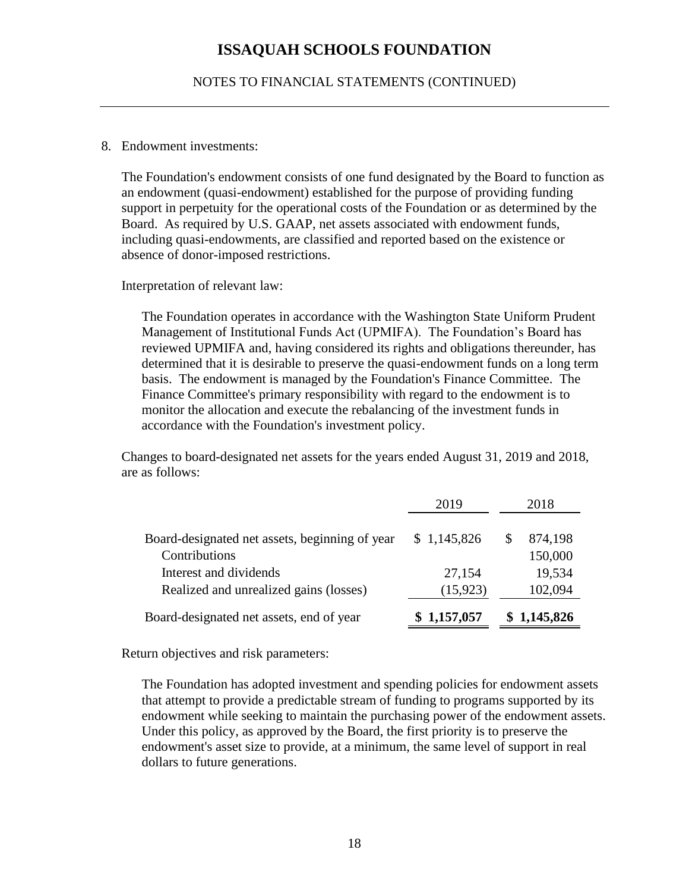# ISSAQUAH SCHOOLS FOUNDATION

NOTES TO FINANCIAL STATEMENTS (CONTINUED)

8. Endowment investments:

The Foundation's endowment consists of one fund designated by the Board to function as an endowment (quasi-endowment) established for the purpose of providing funding support in perpetuity for the operational costs of the Foundation or as determined by the Board. As required by U.S. GAAP, net assets associated with endowment funds, including quasi-endowments, are classified and reported based on the existence or absence of donor-imposed restrictions.

Interpretation of relevant law:

The Foundation operates in accordance with the Washington State Uniform Prudent Management of Institutional Funds Act (UPMIFA). The Foundation's Board has reviewed UPMIFA and, having considered its rights and obligations thereunder, has determined that it is desirable to preserve the quasi-endowment funds on a long term basis. The endowment is managed by the Foundation's Finance Committee. The Finance Committee's primary responsibility with regard to the endowment is to monitor the allocation and execute the rebalancing of the investment funds in accordance with the Foundation's investment policy.

Changes to board-designated net assets for the years ended August 31, 2019 and 2018, are as follows:

| | 2019 | 2018 |
|---|---|---|
| Board-designated net assets, beginning of year | $ 1,145,826 | $ 874,198 |
| Contributions | | 150,000 |
| Interest and dividends | 27,154 | 19,534 |
| Realized and unrealized gains (losses) | (15,923) | 102,094 |
| Board-designated net assets, end of year | **$ 1,157,057** | **$ 1,145,826** |

Return objectives and risk parameters:

The Foundation has adopted investment and spending policies for endowment assets that attempt to provide a predictable stream of funding to programs supported by its endowment while seeking to maintain the purchasing power of the endowment assets. Under this policy, as approved by the Board, the first priority is to preserve the endowment's asset size to provide, at a minimum, the same level of support in real dollars to future generations.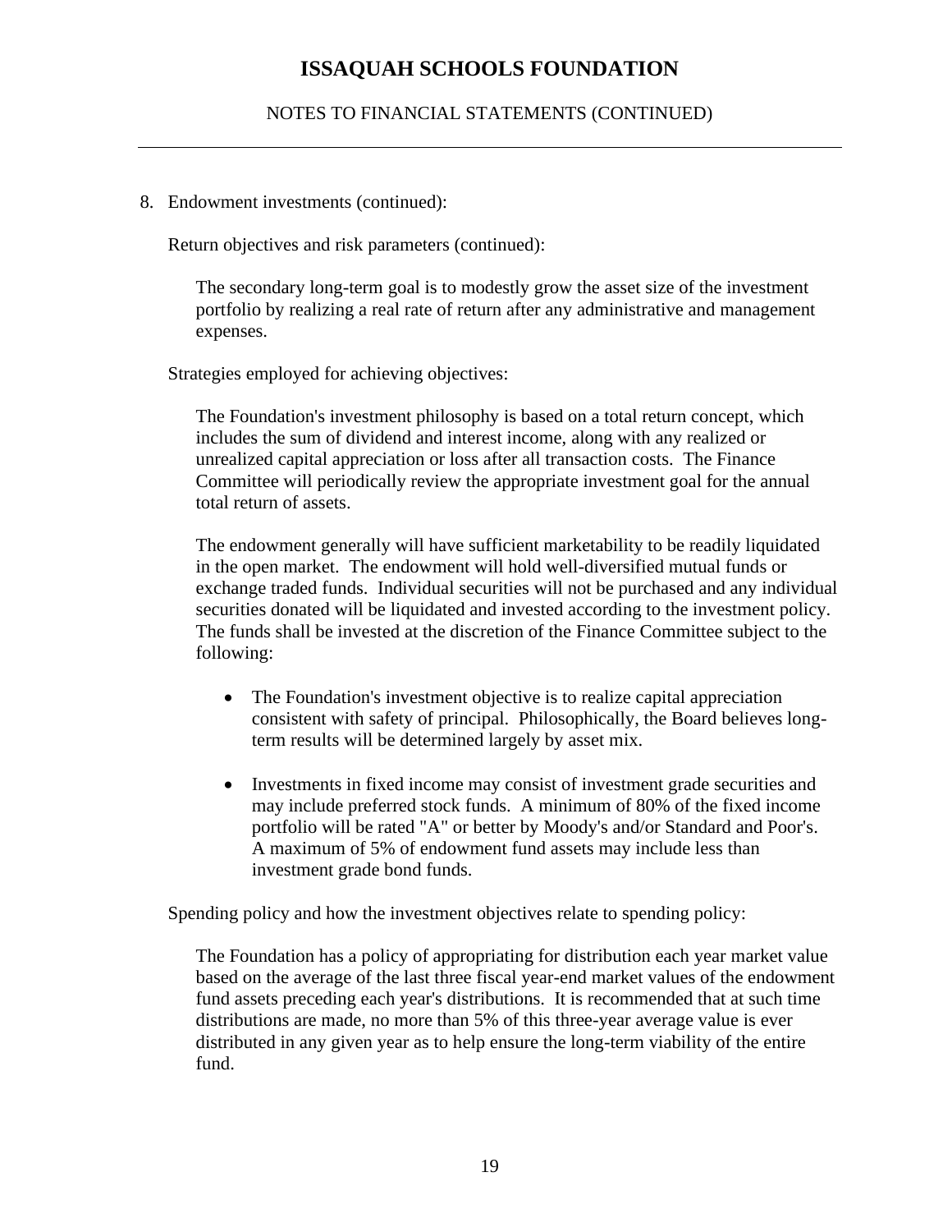8. Endowment investments (continued):

Return objectives and risk parameters (continued):

The secondary long-term goal is to modestly grow the asset size of the investment portfolio by realizing a real rate of return after any administrative and management expenses.

Strategies employed for achieving objectives:

The Foundation's investment philosophy is based on a total return concept, which includes the sum of dividend and interest income, along with any realized or unrealized capital appreciation or loss after all transaction costs. The Finance Committee will periodically review the appropriate investment goal for the annual total return of assets.

The endowment generally will have sufficient marketability to be readily liquidated in the open market. The endowment will hold well-diversified mutual funds or exchange traded funds. Individual securities will not be purchased and any individual securities donated will be liquidated and invested according to the investment policy. The funds shall be invested at the discretion of the Finance Committee subject to the following:

- The Foundation's investment objective is to realize capital appreciation consistent with safety of principal. Philosophically, the Board believes long-term results will be determined largely by asset mix.

- Investments in fixed income may consist of investment grade securities and may include preferred stock funds. A minimum of 80% of the fixed income portfolio will be rated "A" or better by Moody's and/or Standard and Poor's. A maximum of 5% of endowment fund assets may include less than investment grade bond funds.

Spending policy and how the investment objectives relate to spending policy:

The Foundation has a policy of appropriating for distribution each year market value based on the average of the last three fiscal year-end market values of the endowment fund assets preceding each year's distributions. It is recommended that at such time distributions are made, no more than 5% of this three-year average value is ever distributed in any given year as to help ensure the long-term viability of the entire fund.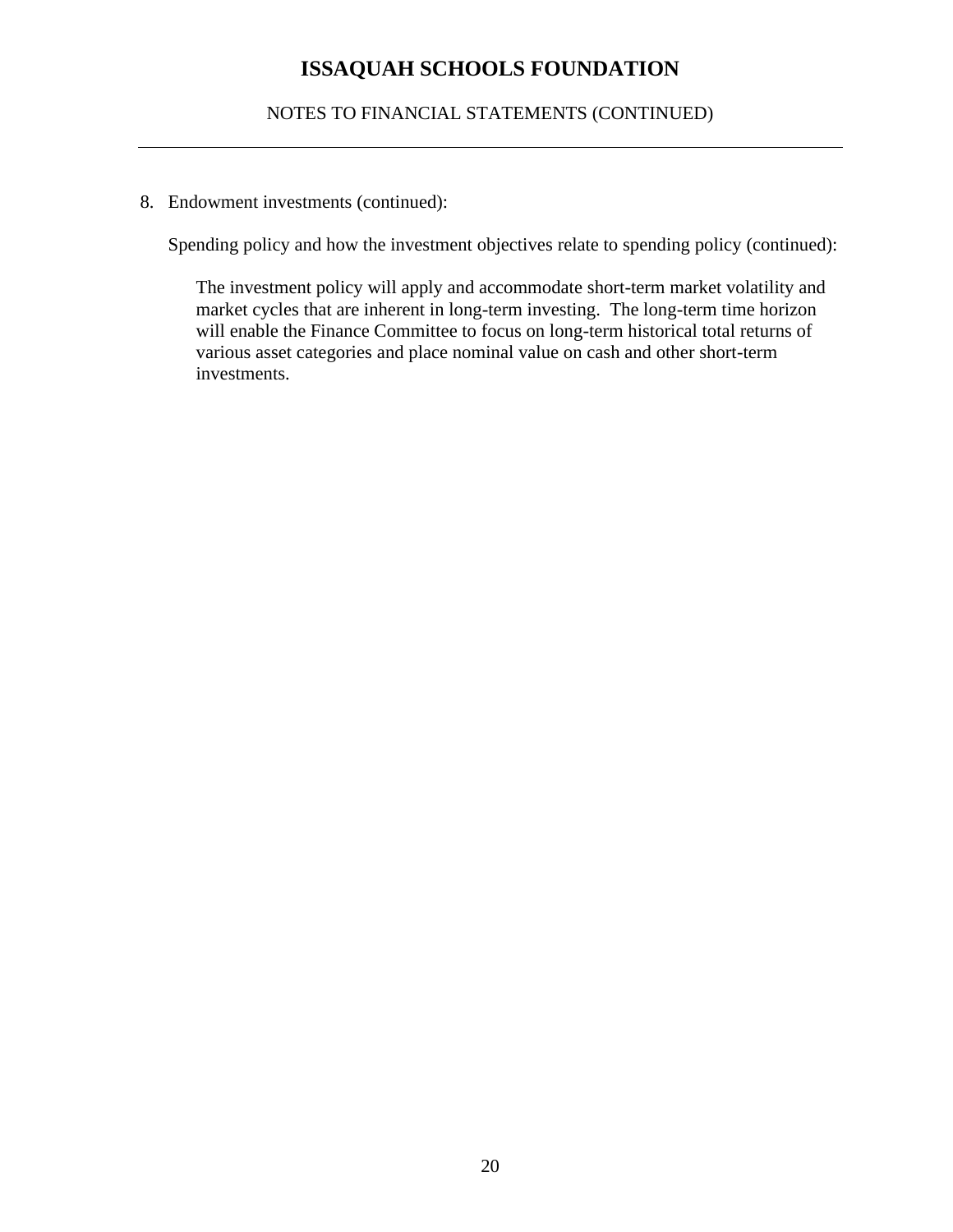# ISSAQUAH SCHOOLS FOUNDATION

NOTES TO FINANCIAL STATEMENTS (CONTINUED)

8. Endowment investments (continued):

   Spending policy and how the investment objectives relate to spending policy (continued):

   The investment policy will apply and accommodate short-term market volatility and market cycles that are inherent in long-term investing. The long-term time horizon will enable the Finance Committee to focus on long-term historical total returns of various asset categories and place nominal value on cash and other short-term investments.